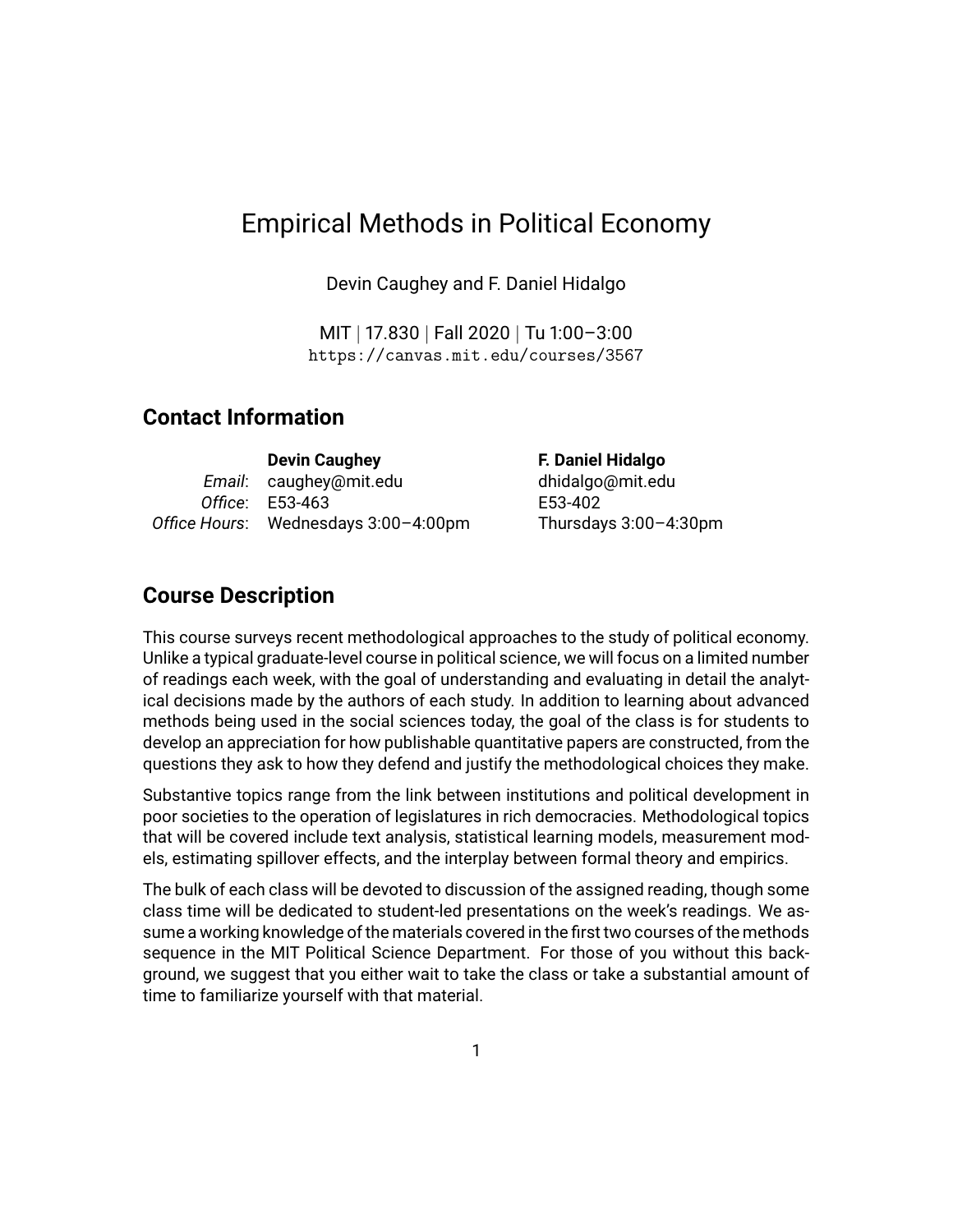# Empirical Methods in Political Economy

Devin Caughey and F. Daniel Hidalgo

MIT | 17.830 | Fall 2020 | Tu 1:00–3:00
https://canvas.mit.edu/courses/3567

## Contact Information

| | Devin Caughey | F. Daniel Hidalgo |
|---|---|---|
| *Email*: | caughey@mit.edu | dhidalgo@mit.edu |
| *Office*: | E53-463 | E53-402 |
| *Office Hours*: | Wednesdays 3:00–4:00pm | Thursdays 3:00–4:30pm |

## Course Description

This course surveys recent methodological approaches to the study of political economy. Unlike a typical graduate-level course in political science, we will focus on a limited number of readings each week, with the goal of understanding and evaluating in detail the analytical decisions made by the authors of each study. In addition to learning about advanced methods being used in the social sciences today, the goal of the class is for students to develop an appreciation for how publishable quantitative papers are constructed, from the questions they ask to how they defend and justify the methodological choices they make.

Substantive topics range from the link between institutions and political development in poor societies to the operation of legislatures in rich democracies. Methodological topics that will be covered include text analysis, statistical learning models, measurement models, estimating spillover effects, and the interplay between formal theory and empirics.

The bulk of each class will be devoted to discussion of the assigned reading, though some class time will be dedicated to student-led presentations on the week's readings. We assume a working knowledge of the materials covered in the first two courses of the methods sequence in the MIT Political Science Department. For those of you without this background, we suggest that you either wait to take the class or take a substantial amount of time to familiarize yourself with that material.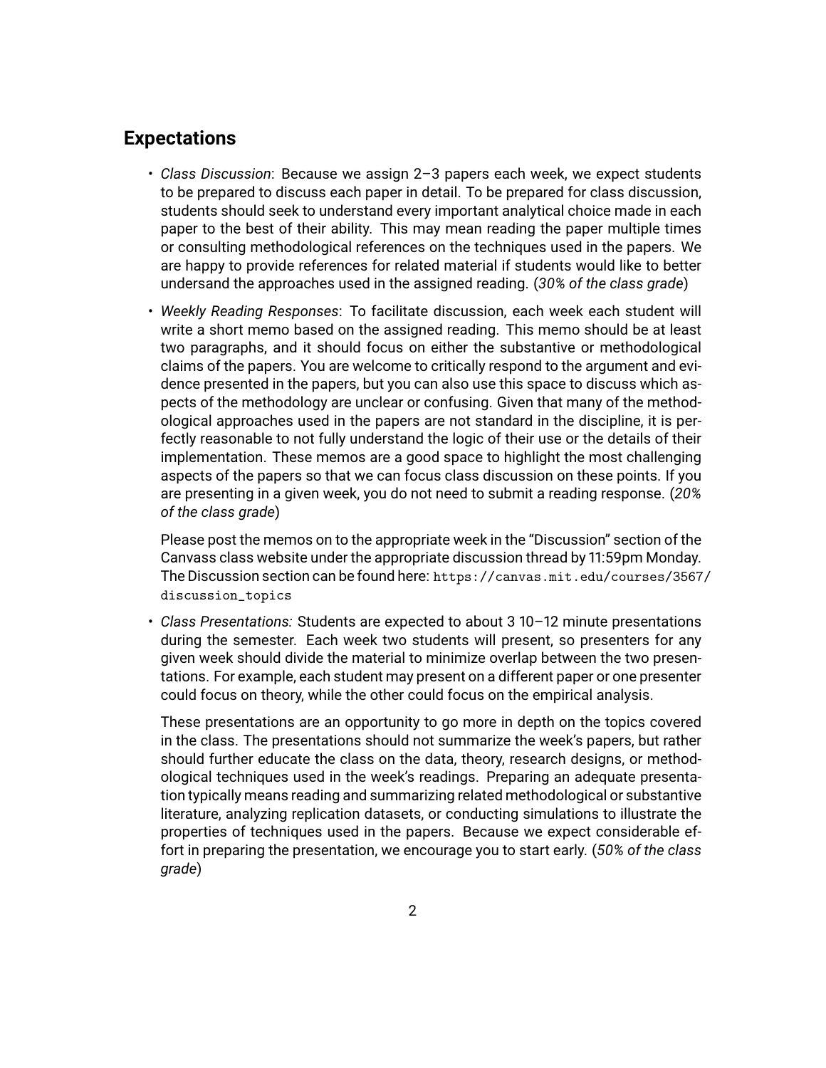## Expectations

- *Class Discussion*: Because we assign 2–3 papers each week, we expect students to be prepared to discuss each paper in detail. To be prepared for class discussion, students should seek to understand every important analytical choice made in each paper to the best of their ability. This may mean reading the paper multiple times or consulting methodological references on the techniques used in the papers. We are happy to provide references for related material if students would like to better undersand the approaches used in the assigned reading. (*30% of the class grade*)

- *Weekly Reading Responses*: To facilitate discussion, each week each student will write a short memo based on the assigned reading. This memo should be at least two paragraphs, and it should focus on either the substantive or methodological claims of the papers. You are welcome to critically respond to the argument and evidence presented in the papers, but you can also use this space to discuss which aspects of the methodology are unclear or confusing. Given that many of the methodological approaches used in the papers are not standard in the discipline, it is perfectly reasonable to not fully understand the logic of their use or the details of their implementation. These memos are a good space to highlight the most challenging aspects of the papers so that we can focus class discussion on these points. If you are presenting in a given week, you do not need to submit a reading response. (*20% of the class grade*)

  Please post the memos on to the appropriate week in the "Discussion" section of the Canvass class website under the appropriate discussion thread by 11:59pm Monday. The Discussion section can be found here: `https://canvas.mit.edu/courses/3567/discussion_topics`

- *Class Presentations:* Students are expected to about 3 10–12 minute presentations during the semester. Each week two students will present, so presenters for any given week should divide the material to minimize overlap between the two presentations. For example, each student may present on a different paper or one presenter could focus on theory, while the other could focus on the empirical analysis.

  These presentations are an opportunity to go more in depth on the topics covered in the class. The presentations should not summarize the week's papers, but rather should further educate the class on the data, theory, research designs, or methodological techniques used in the week's readings. Preparing an adequate presentation typically means reading and summarizing related methodological or substantive literature, analyzing replication datasets, or conducting simulations to illustrate the properties of techniques used in the papers. Because we expect considerable effort in preparing the presentation, we encourage you to start early. (*50% of the class grade*)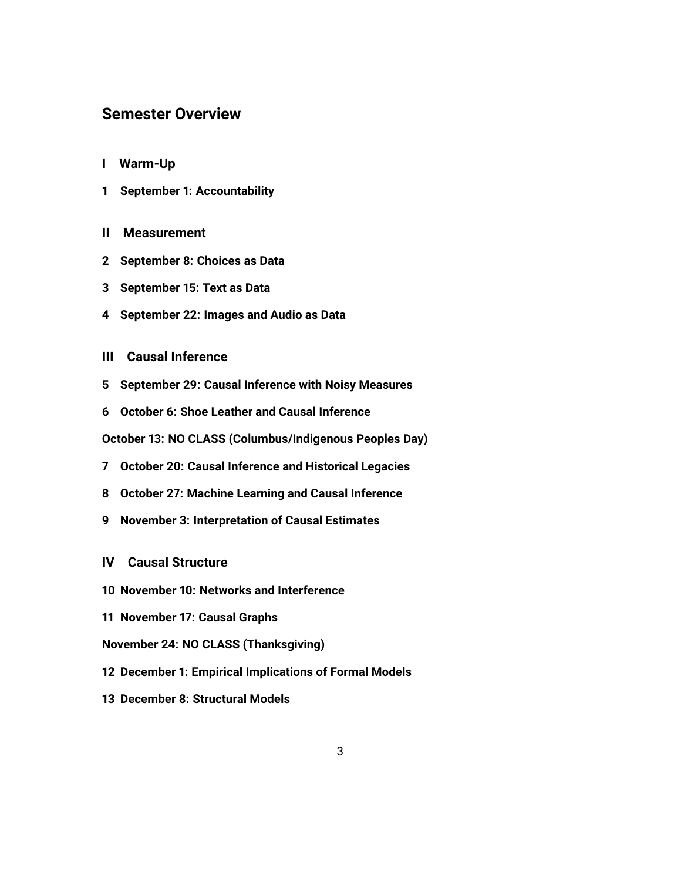## Semester Overview

### I Warm-Up

**1 September 1: Accountability**

### II Measurement

**2 September 8: Choices as Data**

**3 September 15: Text as Data**

**4 September 22: Images and Audio as Data**

### III Causal Inference

**5 September 29: Causal Inference with Noisy Measures**

**6 October 6: Shoe Leather and Causal Inference**

**October 13: NO CLASS (Columbus/Indigenous Peoples Day)**

**7 October 20: Causal Inference and Historical Legacies**

**8 October 27: Machine Learning and Causal Inference**

**9 November 3: Interpretation of Causal Estimates**

### IV Causal Structure

**10 November 10: Networks and Interference**

**11 November 17: Causal Graphs**

**November 24: NO CLASS (Thanksgiving)**

**12 December 1: Empirical Implications of Formal Models**

**13 December 8: Structural Models**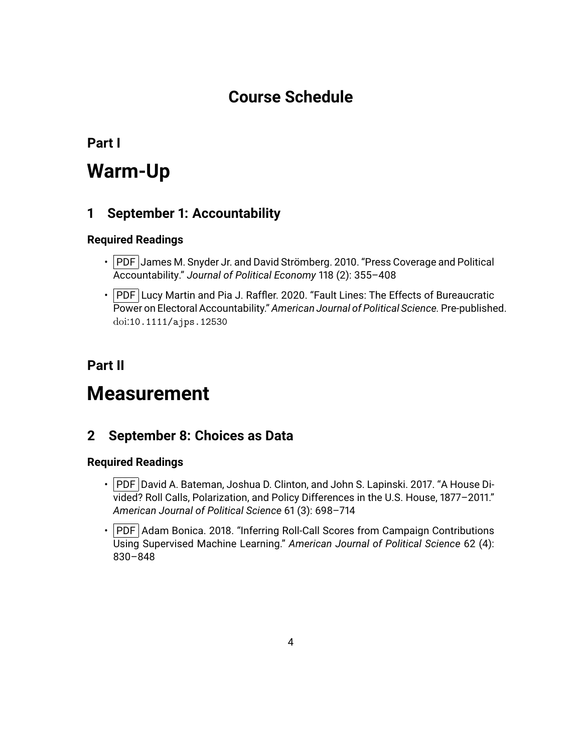# Course Schedule

## Part I

# Warm-Up

## 1 September 1: Accountability

### Required Readings

- PDF James M. Snyder Jr. and David Strömberg. 2010. "Press Coverage and Political Accountability." *Journal of Political Economy* 118 (2): 355–408
- PDF Lucy Martin and Pia J. Raffler. 2020. "Fault Lines: The Effects of Bureaucratic Power on Electoral Accountability." *American Journal of Political Science*. Pre-published. doi:10.1111/ajps.12530

## Part II

# Measurement

## 2 September 8: Choices as Data

### Required Readings

- PDF David A. Bateman, Joshua D. Clinton, and John S. Lapinski. 2017. "A House Divided? Roll Calls, Polarization, and Policy Differences in the U.S. House, 1877–2011." *American Journal of Political Science* 61 (3): 698–714
- PDF Adam Bonica. 2018. "Inferring Roll-Call Scores from Campaign Contributions Using Supervised Machine Learning." *American Journal of Political Science* 62 (4): 830–848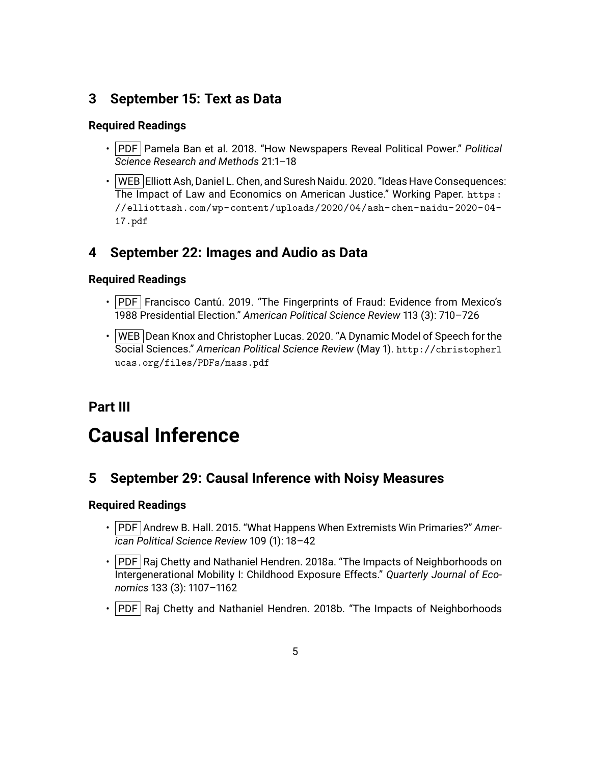## 3 September 15: Text as Data

### Required Readings

- PDF Pamela Ban et al. 2018. "How Newspapers Reveal Political Power." *Political Science Research and Methods* 21:1–18
- WEB Elliott Ash, Daniel L. Chen, and Suresh Naidu. 2020. "Ideas Have Consequences: The Impact of Law and Economics on American Justice." Working Paper. https://elliottash.com/wp-content/uploads/2020/04/ash-chen-naidu-2020-04-17.pdf

## 4 September 22: Images and Audio as Data

### Required Readings

- PDF Francisco Cantú. 2019. "The Fingerprints of Fraud: Evidence from Mexico's 1988 Presidential Election." *American Political Science Review* 113 (3): 710–726
- WEB Dean Knox and Christopher Lucas. 2020. "A Dynamic Model of Speech for the Social Sciences." *American Political Science Review* (May 1). http://christopherlucas.org/files/PDFs/mass.pdf

# Part III

# Causal Inference

## 5 September 29: Causal Inference with Noisy Measures

### Required Readings

- PDF Andrew B. Hall. 2015. "What Happens When Extremists Win Primaries?" *American Political Science Review* 109 (1): 18–42
- PDF Raj Chetty and Nathaniel Hendren. 2018a. "The Impacts of Neighborhoods on Intergenerational Mobility I: Childhood Exposure Effects." *Quarterly Journal of Economics* 133 (3): 1107–1162
- PDF Raj Chetty and Nathaniel Hendren. 2018b. "The Impacts of Neighborhoods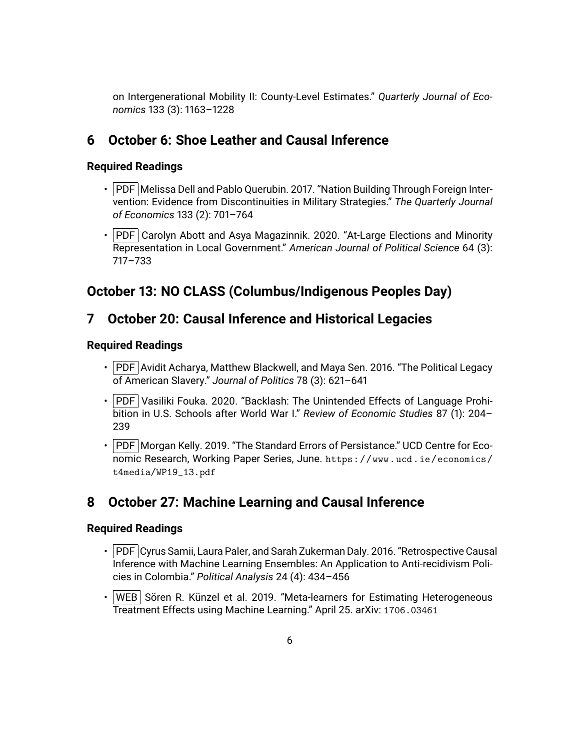on Intergenerational Mobility II: County-Level Estimates." *Quarterly Journal of Economics* 133 (3): 1163–1228

## 6 October 6: Shoe Leather and Causal Inference

### Required Readings

- PDF Melissa Dell and Pablo Querubin. 2017. "Nation Building Through Foreign Intervention: Evidence from Discontinuities in Military Strategies." *The Quarterly Journal of Economics* 133 (2): 701–764
- PDF Carolyn Abott and Asya Magazinnik. 2020. "At-Large Elections and Minority Representation in Local Government." *American Journal of Political Science* 64 (3): 717–733

## October 13: NO CLASS (Columbus/Indigenous Peoples Day)

## 7 October 20: Causal Inference and Historical Legacies

### Required Readings

- PDF Avidit Acharya, Matthew Blackwell, and Maya Sen. 2016. "The Political Legacy of American Slavery." *Journal of Politics* 78 (3): 621–641
- PDF Vasiliki Fouka. 2020. "Backlash: The Unintended Effects of Language Prohibition in U.S. Schools after World War I." *Review of Economic Studies* 87 (1): 204–239
- PDF Morgan Kelly. 2019. "The Standard Errors of Persistance." UCD Centre for Economic Research, Working Paper Series, June. `https://www.ucd.ie/economics/t4media/WP19_13.pdf`

## 8 October 27: Machine Learning and Causal Inference

### Required Readings

- PDF Cyrus Samii, Laura Paler, and Sarah Zukerman Daly. 2016. "Retrospective Causal Inference with Machine Learning Ensembles: An Application to Anti-recidivism Policies in Colombia." *Political Analysis* 24 (4): 434–456
- WEB Sören R. Künzel et al. 2019. "Meta-learners for Estimating Heterogeneous Treatment Effects using Machine Learning." April 25. arXiv: `1706.03461`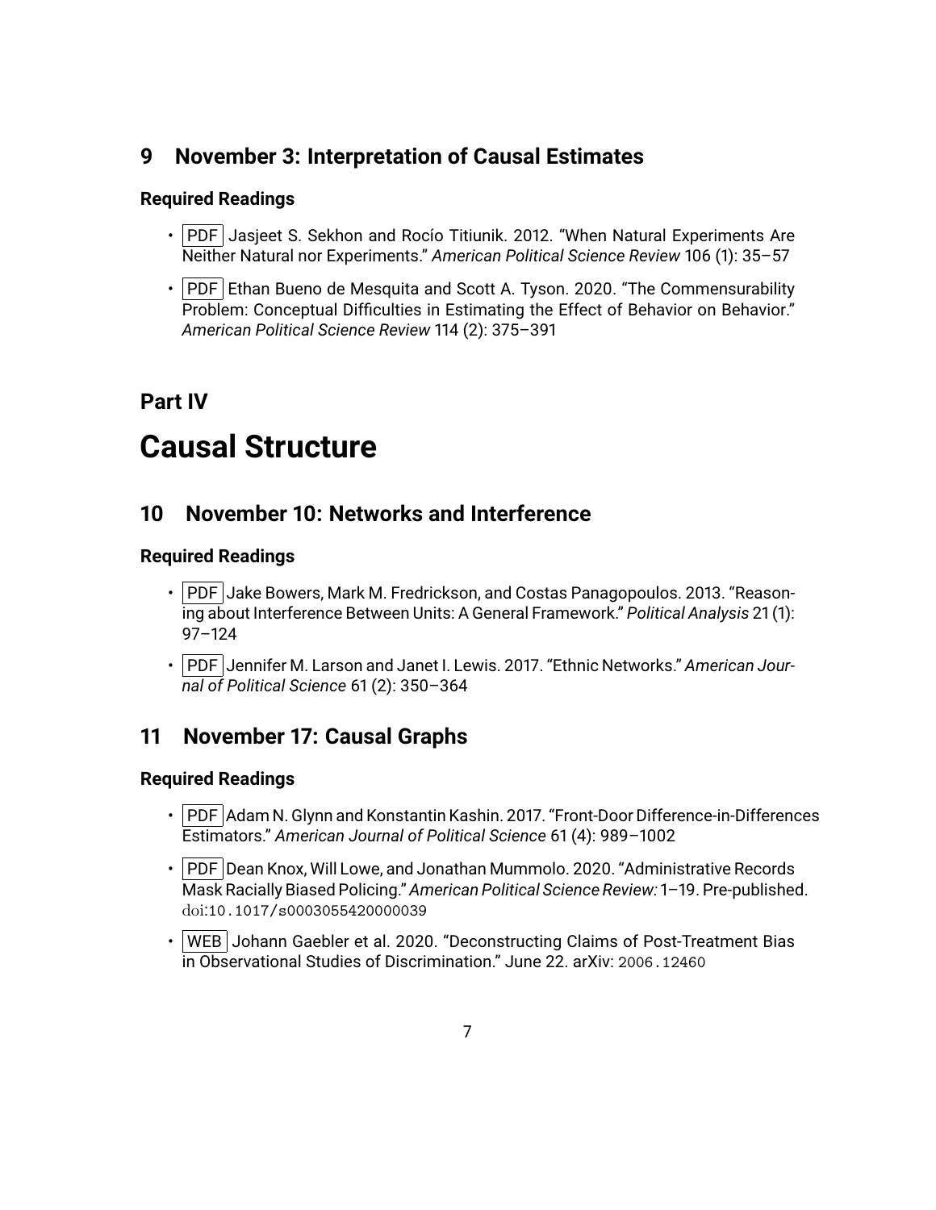## 9 November 3: Interpretation of Causal Estimates

### Required Readings

- PDF Jasjeet S. Sekhon and Rocío Titiunik. 2012. "When Natural Experiments Are Neither Natural nor Experiments." *American Political Science Review* 106 (1): 35–57
- PDF Ethan Bueno de Mesquita and Scott A. Tyson. 2020. "The Commensurability Problem: Conceptual Difficulties in Estimating the Effect of Behavior on Behavior." *American Political Science Review* 114 (2): 375–391

# Part IV

# Causal Structure

## 10 November 10: Networks and Interference

### Required Readings

- PDF Jake Bowers, Mark M. Fredrickson, and Costas Panagopoulos. 2013. "Reasoning about Interference Between Units: A General Framework." *Political Analysis* 21 (1): 97–124
- PDF Jennifer M. Larson and Janet I. Lewis. 2017. "Ethnic Networks." *American Journal of Political Science* 61 (2): 350–364

## 11 November 17: Causal Graphs

### Required Readings

- PDF Adam N. Glynn and Konstantin Kashin. 2017. "Front-Door Difference-in-Differences Estimators." *American Journal of Political Science* 61 (4): 989–1002
- PDF Dean Knox, Will Lowe, and Jonathan Mummolo. 2020. "Administrative Records Mask Racially Biased Policing." *American Political Science Review:* 1–19. Pre-published. doi:10.1017/s0003055420000039
- WEB Johann Gaebler et al. 2020. "Deconstructing Claims of Post-Treatment Bias in Observational Studies of Discrimination." June 22. arXiv: 2006.12460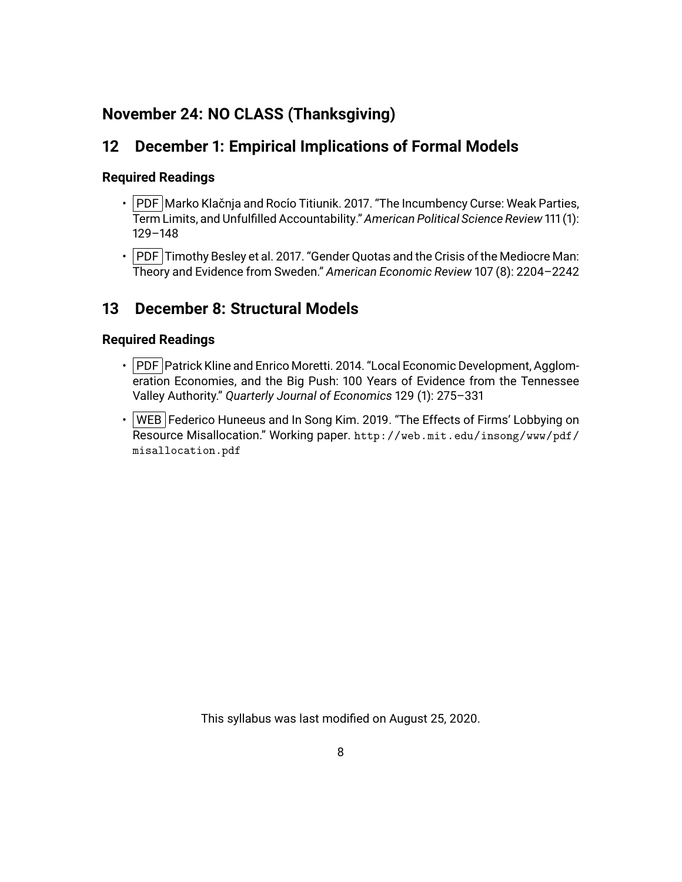## November 24: NO CLASS (Thanksgiving)

## 12 December 1: Empirical Implications of Formal Models

### Required Readings

- PDF Marko Klačnja and Rocío Titiunik. 2017. "The Incumbency Curse: Weak Parties, Term Limits, and Unfulfilled Accountability." *American Political Science Review* 111 (1): 129–148
- PDF Timothy Besley et al. 2017. "Gender Quotas and the Crisis of the Mediocre Man: Theory and Evidence from Sweden." *American Economic Review* 107 (8): 2204–2242

## 13 December 8: Structural Models

### Required Readings

- PDF Patrick Kline and Enrico Moretti. 2014. "Local Economic Development, Agglomeration Economies, and the Big Push: 100 Years of Evidence from the Tennessee Valley Authority." *Quarterly Journal of Economics* 129 (1): 275–331
- WEB Federico Huneeus and In Song Kim. 2019. "The Effects of Firms' Lobbying on Resource Misallocation." Working paper. `http://web.mit.edu/insong/www/pdf/misallocation.pdf`

This syllabus was last modified on August 25, 2020.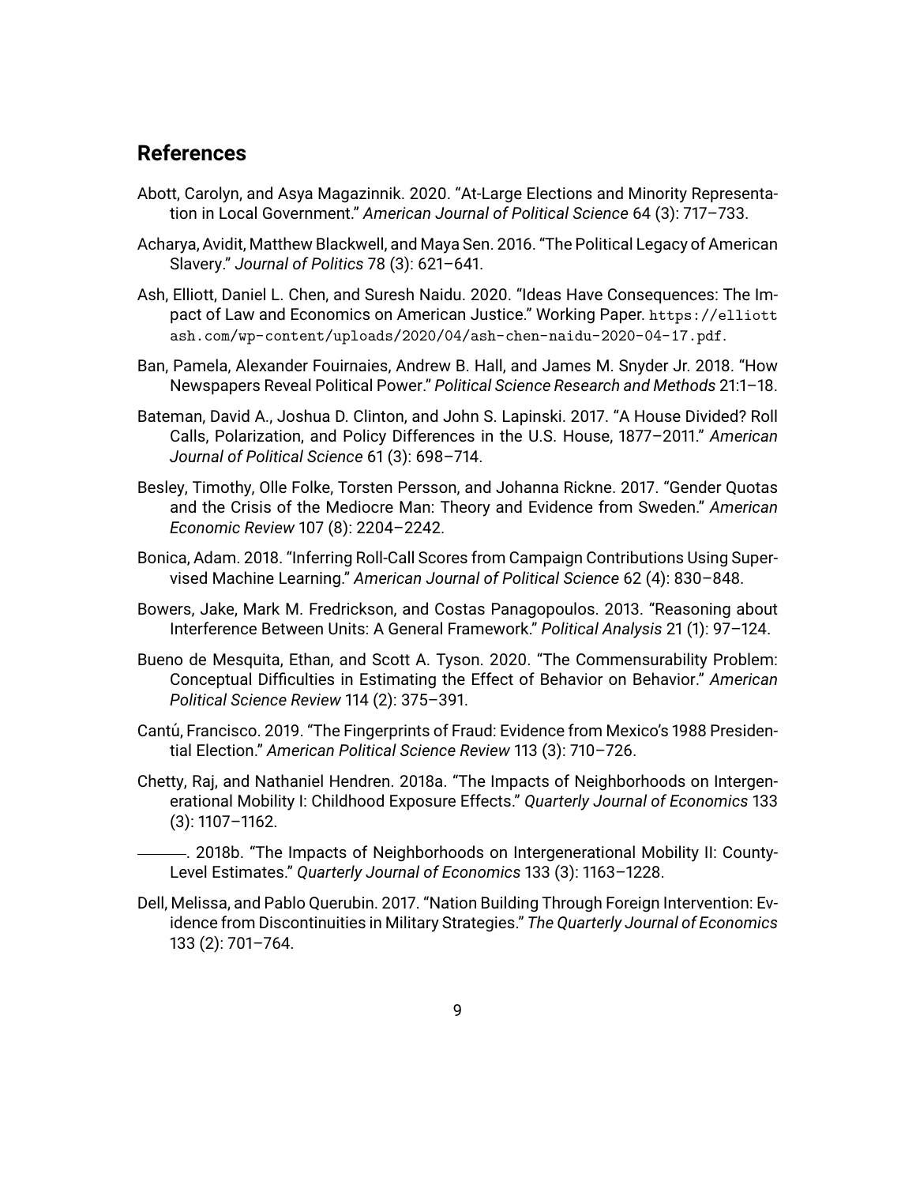## References

Abott, Carolyn, and Asya Magazinnik. 2020. "At-Large Elections and Minority Representation in Local Government." *American Journal of Political Science* 64 (3): 717–733.

Acharya, Avidit, Matthew Blackwell, and Maya Sen. 2016. "The Political Legacy of American Slavery." *Journal of Politics* 78 (3): 621–641.

Ash, Elliott, Daniel L. Chen, and Suresh Naidu. 2020. "Ideas Have Consequences: The Impact of Law and Economics on American Justice." Working Paper. `https://elliottash.com/wp-content/uploads/2020/04/ash-chen-naidu-2020-04-17.pdf`.

Ban, Pamela, Alexander Fouirnaies, Andrew B. Hall, and James M. Snyder Jr. 2018. "How Newspapers Reveal Political Power." *Political Science Research and Methods* 21:1–18.

Bateman, David A., Joshua D. Clinton, and John S. Lapinski. 2017. "A House Divided? Roll Calls, Polarization, and Policy Differences in the U.S. House, 1877–2011." *American Journal of Political Science* 61 (3): 698–714.

Besley, Timothy, Olle Folke, Torsten Persson, and Johanna Rickne. 2017. "Gender Quotas and the Crisis of the Mediocre Man: Theory and Evidence from Sweden." *American Economic Review* 107 (8): 2204–2242.

Bonica, Adam. 2018. "Inferring Roll-Call Scores from Campaign Contributions Using Supervised Machine Learning." *American Journal of Political Science* 62 (4): 830–848.

Bowers, Jake, Mark M. Fredrickson, and Costas Panagopoulos. 2013. "Reasoning about Interference Between Units: A General Framework." *Political Analysis* 21 (1): 97–124.

Bueno de Mesquita, Ethan, and Scott A. Tyson. 2020. "The Commensurability Problem: Conceptual Difficulties in Estimating the Effect of Behavior on Behavior." *American Political Science Review* 114 (2): 375–391.

Cantú, Francisco. 2019. "The Fingerprints of Fraud: Evidence from Mexico's 1988 Presidential Election." *American Political Science Review* 113 (3): 710–726.

Chetty, Raj, and Nathaniel Hendren. 2018a. "The Impacts of Neighborhoods on Intergenerational Mobility I: Childhood Exposure Effects." *Quarterly Journal of Economics* 133 (3): 1107–1162.

———. 2018b. "The Impacts of Neighborhoods on Intergenerational Mobility II: County-Level Estimates." *Quarterly Journal of Economics* 133 (3): 1163–1228.

Dell, Melissa, and Pablo Querubin. 2017. "Nation Building Through Foreign Intervention: Evidence from Discontinuities in Military Strategies." *The Quarterly Journal of Economics* 133 (2): 701–764.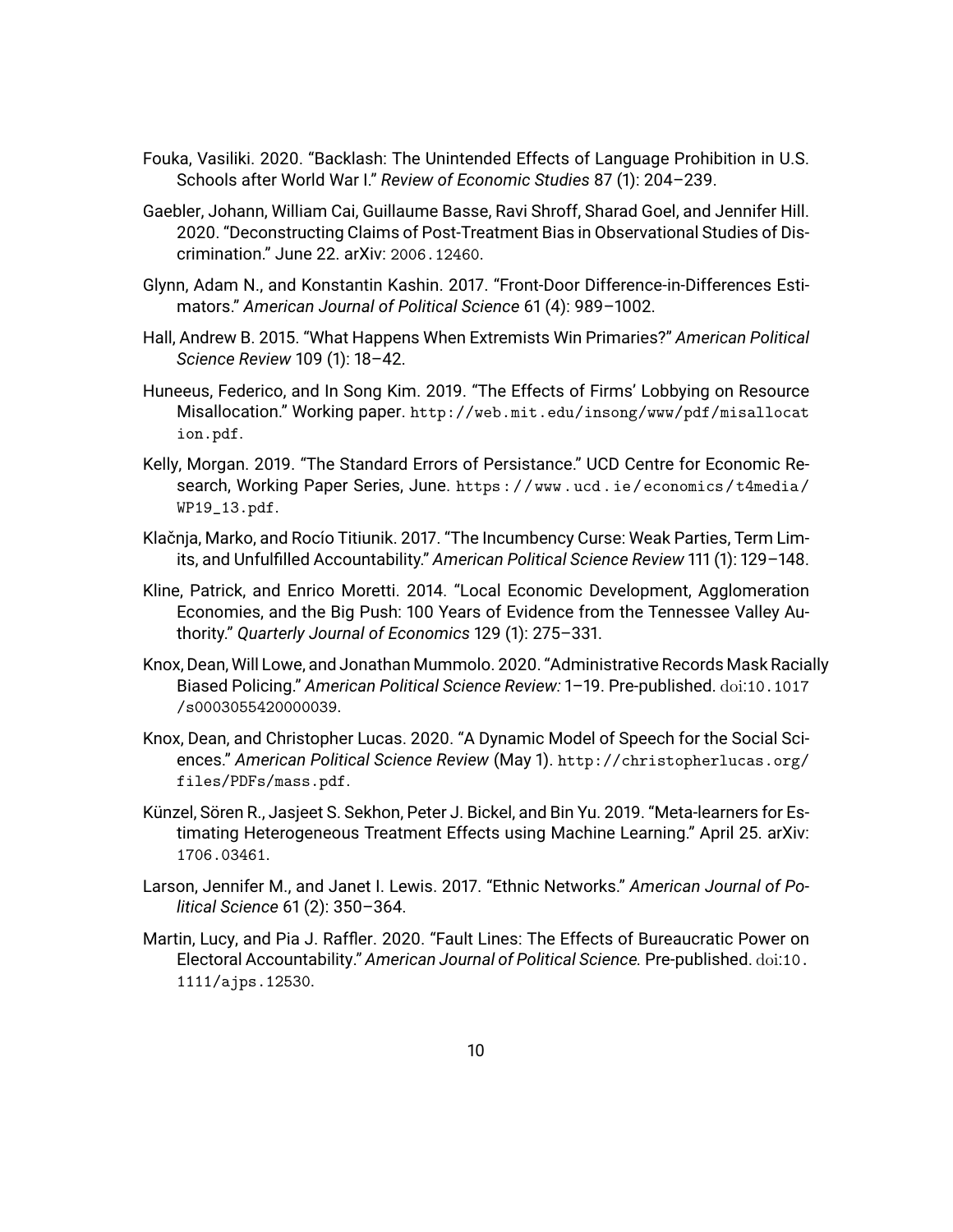Fouka, Vasiliki. 2020. "Backlash: The Unintended Effects of Language Prohibition in U.S. Schools after World War I." *Review of Economic Studies* 87 (1): 204–239.

Gaebler, Johann, William Cai, Guillaume Basse, Ravi Shroff, Sharad Goel, and Jennifer Hill. 2020. "Deconstructing Claims of Post-Treatment Bias in Observational Studies of Discrimination." June 22. arXiv: 2006.12460.

Glynn, Adam N., and Konstantin Kashin. 2017. "Front-Door Difference-in-Differences Estimators." *American Journal of Political Science* 61 (4): 989–1002.

Hall, Andrew B. 2015. "What Happens When Extremists Win Primaries?" *American Political Science Review* 109 (1): 18–42.

Huneeus, Federico, and In Song Kim. 2019. "The Effects of Firms' Lobbying on Resource Misallocation." Working paper. http://web.mit.edu/insong/www/pdf/misallocation.pdf.

Kelly, Morgan. 2019. "The Standard Errors of Persistance." UCD Centre for Economic Research, Working Paper Series, June. https://www.ucd.ie/economics/t4media/WP19_13.pdf.

Klačnja, Marko, and Rocío Titiunik. 2017. "The Incumbency Curse: Weak Parties, Term Limits, and Unfulfilled Accountability." *American Political Science Review* 111 (1): 129–148.

Kline, Patrick, and Enrico Moretti. 2014. "Local Economic Development, Agglomeration Economies, and the Big Push: 100 Years of Evidence from the Tennessee Valley Authority." *Quarterly Journal of Economics* 129 (1): 275–331.

Knox, Dean, Will Lowe, and Jonathan Mummolo. 2020. "Administrative Records Mask Racially Biased Policing." *American Political Science Review:* 1–19. Pre-published. doi:10.1017/s0003055420000039.

Knox, Dean, and Christopher Lucas. 2020. "A Dynamic Model of Speech for the Social Sciences." *American Political Science Review* (May 1). http://christopherlucas.org/files/PDFs/mass.pdf.

Künzel, Sören R., Jasjeet S. Sekhon, Peter J. Bickel, and Bin Yu. 2019. "Meta-learners for Estimating Heterogeneous Treatment Effects using Machine Learning." April 25. arXiv: 1706.03461.

Larson, Jennifer M., and Janet I. Lewis. 2017. "Ethnic Networks." *American Journal of Political Science* 61 (2): 350–364.

Martin, Lucy, and Pia J. Raffler. 2020. "Fault Lines: The Effects of Bureaucratic Power on Electoral Accountability." *American Journal of Political Science.* Pre-published. doi:10.1111/ajps.12530.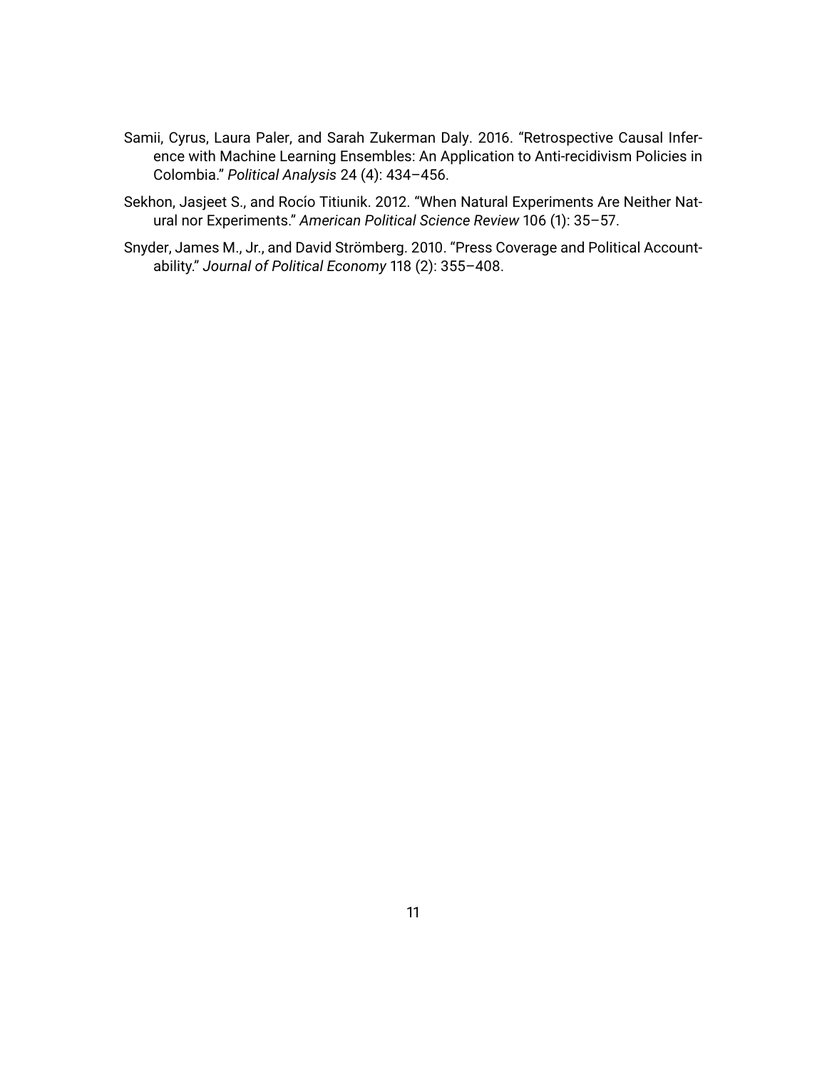Samii, Cyrus, Laura Paler, and Sarah Zukerman Daly. 2016. "Retrospective Causal Inference with Machine Learning Ensembles: An Application to Anti-recidivism Policies in Colombia." *Political Analysis* 24 (4): 434–456.

Sekhon, Jasjeet S., and Rocío Titiunik. 2012. "When Natural Experiments Are Neither Natural nor Experiments." *American Political Science Review* 106 (1): 35–57.

Snyder, James M., Jr., and David Strömberg. 2010. "Press Coverage and Political Accountability." *Journal of Political Economy* 118 (2): 355–408.